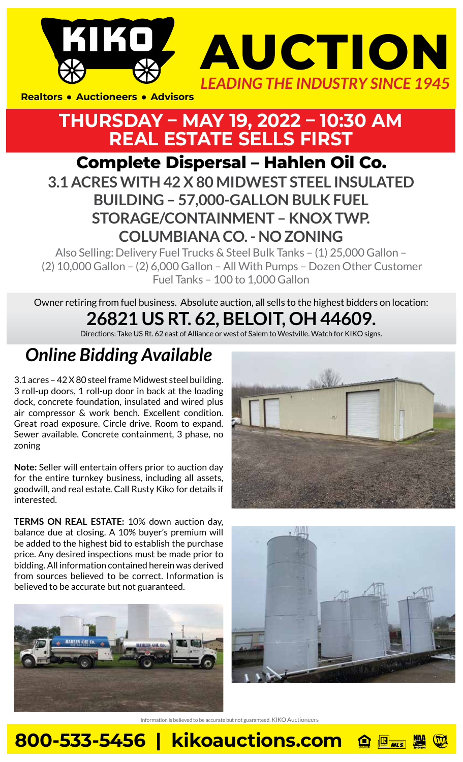# KIKO AUCTION

*LEADING THE INDUSTRY SINCE 1945*

**Realtors • Auctioneers • Advisors**

## THURSDAY – MAY 19, 2022 – 10:30 AM
## REAL ESTATE SELLS FIRST

## Complete Dispersal – Hahlen Oil Co.

### 3.1 ACRES WITH 42 X 80 MIDWEST STEEL INSULATED BUILDING – 57,000-GALLON BULK FUEL STORAGE/CONTAINMENT – KNOX TWP. COLUMBIANA CO. - NO ZONING

Also Selling: Delivery Fuel Trucks & Steel Bulk Tanks – (1) 25,000 Gallon – (2) 10,000 Gallon – (2) 6,000 Gallon – All With Pumps – Dozen Other Customer Fuel Tanks – 100 to 1,000 Gallon

Owner retiring from fuel business. Absolute auction, all sells to the highest bidders on location:

## 26821 US RT. 62, BELOIT, OH 44609.

Directions: Take US Rt. 62 east of Alliance or west of Salem to Westville. Watch for KIKO signs.

## *Online Bidding Available*

3.1 acres – 42 X 80 steel frame Midwest steel building. 3 roll-up doors, 1 roll-up door in back at the loading dock, concrete foundation, insulated and wired plus air compressor & work bench. Excellent condition. Great road exposure. Circle drive. Room to expand. Sewer available. Concrete containment, 3 phase, no zoning

**Note:** Seller will entertain offers prior to auction day for the entire turnkey business, including all assets, goodwill, and real estate. Call Rusty Kiko for details if interested.

**TERMS ON REAL ESTATE:** 10% down auction day, balance due at closing. A 10% buyer's premium will be added to the highest bid to establish the purchase price. Any desired inspections must be made prior to bidding. All information contained herein was derived from sources believed to be correct. Information is believed to be accurate but not guaranteed.

Information is believed to be accurate but not guaranteed. KIKO Auctioneers

**800-533-5456 | kikoauctions.com**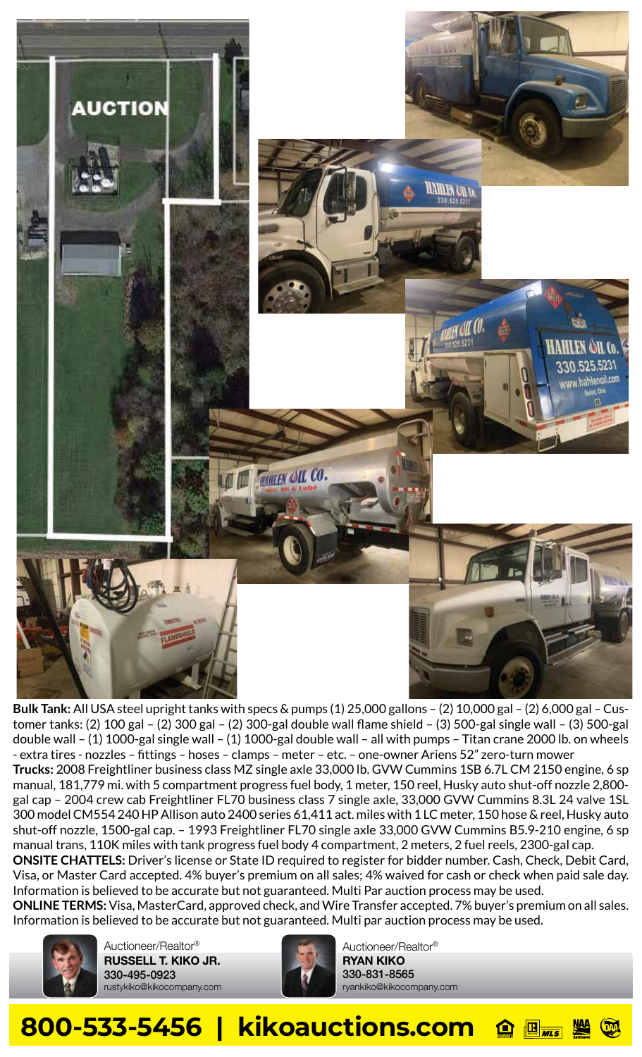**Bulk Tank:** All USA steel upright tanks with specs & pumps (1) 25,000 gallons – (2) 10,000 gal – (2) 6,000 gal – Customer tanks: (2) 100 gal – (2) 300 gal – (2) 300-gal double wall flame shield – (3) 500-gal single wall – (3) 500-gal double wall – (1) 1000-gal single wall – (1) 1000-gal double wall – all with pumps – Titan crane 2000 lb. on wheels - extra tires - nozzles – fittings – hoses – clamps – meter – etc. – one-owner Ariens 52" zero-turn mower

**Trucks:** 2008 Freightliner business class MZ single axle 33,000 lb. GVW Cummins 1SB 6.7L CM 2150 engine, 6 sp manual, 181,779 mi. with 5 compartment progress fuel body, 1 meter, 150 reel, Husky auto shut-off nozzle 2,800-gal cap – 2004 crew cab Freightliner FL70 business class 7 single axle, 33,000 GVW Cummins 8.3L 24 valve 1SL 300 model CM554 240 HP Allison auto 2400 series 61,411 act. miles with 1 LC meter, 150 hose & reel, Husky auto shut-off nozzle, 1500-gal cap. – 1993 Freightliner FL70 single axle 33,000 GVW Cummins B5.9-210 engine, 6 sp manual trans, 110K miles with tank progress fuel body 4 compartment, 2 meters, 2 fuel reels, 2300-gal cap.

**ONSITE CHATTELS:** Driver's license or State ID required to register for bidder number. Cash, Check, Debit Card, Visa, or Master Card accepted. 4% buyer's premium on all sales; 4% waived for cash or check when paid sale day. Information is believed to be accurate but not guaranteed. Multi Par auction process may be used.

**ONLINE TERMS:** Visa, MasterCard, approved check, and Wire Transfer accepted. 7% buyer's premium on all sales. Information is believed to be accurate but not guaranteed. Multi par auction process may be used.

Auctioneer/Realtor®
**RUSSELL T. KIKO JR.**
**330-495-0923**
rustykiko@kikocompany.com

Auctioneer/Realtor®
**RYAN KIKO**
**330-831-8565**
ryankiko@kikocompany.com

**800-533-5456 | kikoauctions.com**